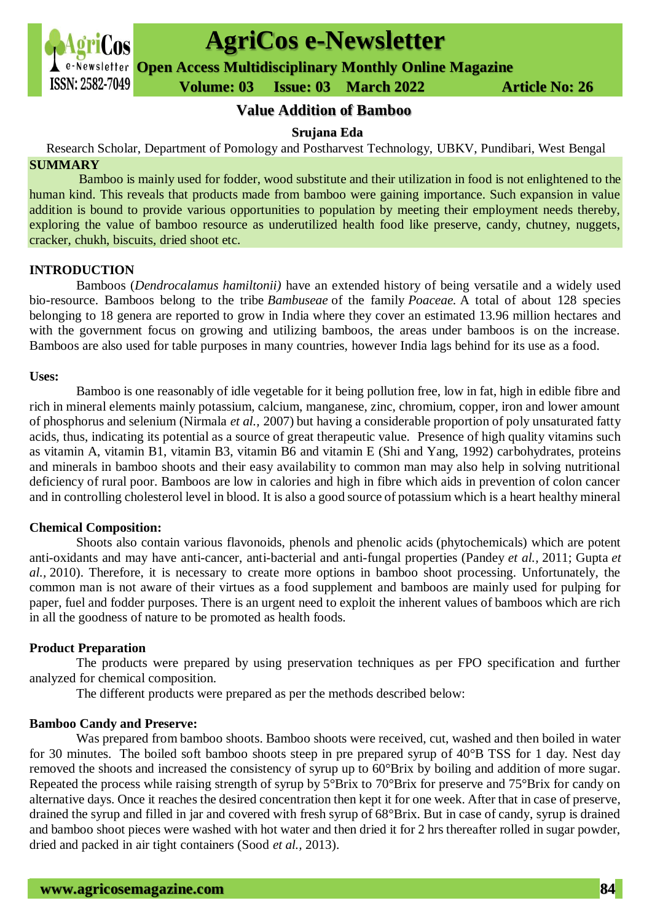# Value Addition of Bamboo

**Srujana Eda**

Research Scholar, Department of Pomology and Postharvest Technology, UBKV, Pundibari, West Bengal

## SUMMARY

Bamboo is mainly used for fodder, wood substitute and their utilization in food is not enlightened to the human kind. This reveals that products made from bamboo were gaining importance. Such expansion in value addition is bound to provide various opportunities to population by meeting their employment needs thereby, exploring the value of bamboo resource as underutilized health food like preserve, candy, chutney, nuggets, cracker, chukh, biscuits, dried shoot etc.

## INTRODUCTION

Bamboos (*Dendrocalamus hamiltonii)* have an extended history of being versatile and a widely used bio-resource. Bamboos belong to the tribe *Bambuseae* of the family *Poaceae.* A total of about 128 species belonging to 18 genera are reported to grow in India where they cover an estimated 13.96 million hectares and with the government focus on growing and utilizing bamboos, the areas under bamboos is on the increase. Bamboos are also used for table purposes in many countries, however India lags behind for its use as a food.

### Uses:

Bamboo is one reasonably of idle vegetable for it being pollution free, low in fat, high in edible fibre and rich in mineral elements mainly potassium, calcium, manganese, zinc, chromium, copper, iron and lower amount of phosphorus and selenium (Nirmala *et al.,* 2007) but having a considerable proportion of poly unsaturated fatty acids, thus, indicating its potential as a source of great therapeutic value. Presence of high quality vitamins such as vitamin A, vitamin B1, vitamin B3, vitamin B6 and vitamin E (Shi and Yang, 1992) carbohydrates, proteins and minerals in bamboo shoots and their easy availability to common man may also help in solving nutritional deficiency of rural poor. Bamboos are low in calories and high in fibre which aids in prevention of colon cancer and in controlling cholesterol level in blood. It is also a good source of potassium which is a heart healthy mineral

### Chemical Composition:

Shoots also contain various flavonoids, phenols and phenolic acids (phytochemicals) which are potent anti-oxidants and may have anti-cancer, anti-bacterial and anti-fungal properties (Pandey *et al.,* 2011; Gupta *et al.,* 2010). Therefore, it is necessary to create more options in bamboo shoot processing. Unfortunately, the common man is not aware of their virtues as a food supplement and bamboos are mainly used for pulping for paper, fuel and fodder purposes. There is an urgent need to exploit the inherent values of bamboos which are rich in all the goodness of nature to be promoted as health foods.

### Product Preparation

The products were prepared by using preservation techniques as per FPO specification and further analyzed for chemical composition.

The different products were prepared as per the methods described below:

### Bamboo Candy and Preserve:

Was prepared from bamboo shoots. Bamboo shoots were received, cut, washed and then boiled in water for 30 minutes. The boiled soft bamboo shoots steep in pre prepared syrup of 40°B TSS for 1 day. Nest day removed the shoots and increased the consistency of syrup up to 60°Brix by boiling and addition of more sugar. Repeated the process while raising strength of syrup by 5°Brix to 70°Brix for preserve and 75°Brix for candy on alternative days. Once it reaches the desired concentration then kept it for one week. After that in case of preserve, drained the syrup and filled in jar and covered with fresh syrup of 68°Brix. But in case of candy, syrup is drained and bamboo shoot pieces were washed with hot water and then dried it for 2 hrs thereafter rolled in sugar powder, dried and packed in air tight containers (Sood *et al.,* 2013).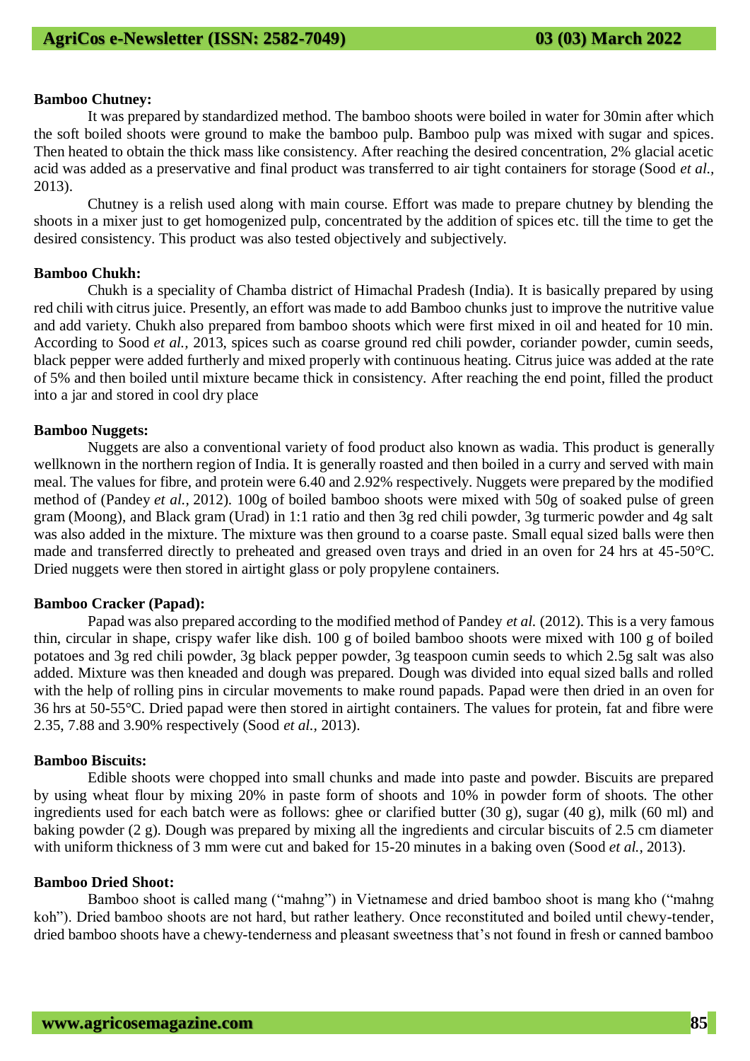**Bamboo Chutney:**

It was prepared by standardized method. The bamboo shoots were boiled in water for 30min after which the soft boiled shoots were ground to make the bamboo pulp. Bamboo pulp was mixed with sugar and spices. Then heated to obtain the thick mass like consistency. After reaching the desired concentration, 2% glacial acetic acid was added as a preservative and final product was transferred to air tight containers for storage (Sood *et al.*, 2013).

Chutney is a relish used along with main course. Effort was made to prepare chutney by blending the shoots in a mixer just to get homogenized pulp, concentrated by the addition of spices etc. till the time to get the desired consistency. This product was also tested objectively and subjectively.

**Bamboo Chukh:**

Chukh is a speciality of Chamba district of Himachal Pradesh (India). It is basically prepared by using red chili with citrus juice. Presently, an effort was made to add Bamboo chunks just to improve the nutritive value and add variety. Chukh also prepared from bamboo shoots which were first mixed in oil and heated for 10 min. According to Sood *et al.*, 2013, spices such as coarse ground red chili powder, coriander powder, cumin seeds, black pepper were added furtherly and mixed properly with continuous heating. Citrus juice was added at the rate of 5% and then boiled until mixture became thick in consistency. After reaching the end point, filled the product into a jar and stored in cool dry place

**Bamboo Nuggets:**

Nuggets are also a conventional variety of food product also known as wadia. This product is generally wellknown in the northern region of India. It is generally roasted and then boiled in a curry and served with main meal. The values for fibre, and protein were 6.40 and 2.92% respectively. Nuggets were prepared by the modified method of (Pandey *et al.*, 2012). 100g of boiled bamboo shoots were mixed with 50g of soaked pulse of green gram (Moong), and Black gram (Urad) in 1:1 ratio and then 3g red chili powder, 3g turmeric powder and 4g salt was also added in the mixture. The mixture was then ground to a coarse paste. Small equal sized balls were then made and transferred directly to preheated and greased oven trays and dried in an oven for 24 hrs at 45-50°C. Dried nuggets were then stored in airtight glass or poly propylene containers.

**Bamboo Cracker (Papad):**

Papad was also prepared according to the modified method of Pandey *et al.* (2012). This is a very famous thin, circular in shape, crispy wafer like dish. 100 g of boiled bamboo shoots were mixed with 100 g of boiled potatoes and 3g red chili powder, 3g black pepper powder, 3g teaspoon cumin seeds to which 2.5g salt was also added. Mixture was then kneaded and dough was prepared. Dough was divided into equal sized balls and rolled with the help of rolling pins in circular movements to make round papads. Papad were then dried in an oven for 36 hrs at 50-55°C. Dried papad were then stored in airtight containers. The values for protein, fat and fibre were 2.35, 7.88 and 3.90% respectively (Sood *et al.*, 2013).

**Bamboo Biscuits:**

Edible shoots were chopped into small chunks and made into paste and powder. Biscuits are prepared by using wheat flour by mixing 20% in paste form of shoots and 10% in powder form of shoots. The other ingredients used for each batch were as follows: ghee or clarified butter (30 g), sugar (40 g), milk (60 ml) and baking powder (2 g). Dough was prepared by mixing all the ingredients and circular biscuits of 2.5 cm diameter with uniform thickness of 3 mm were cut and baked for 15-20 minutes in a baking oven (Sood *et al.*, 2013).

**Bamboo Dried Shoot:**

Bamboo shoot is called mang ("mahng") in Vietnamese and dried bamboo shoot is mang kho ("mahng koh"). Dried bamboo shoots are not hard, but rather leathery. Once reconstituted and boiled until chewy-tender, dried bamboo shoots have a chewy-tenderness and pleasant sweetness that's not found in fresh or canned bamboo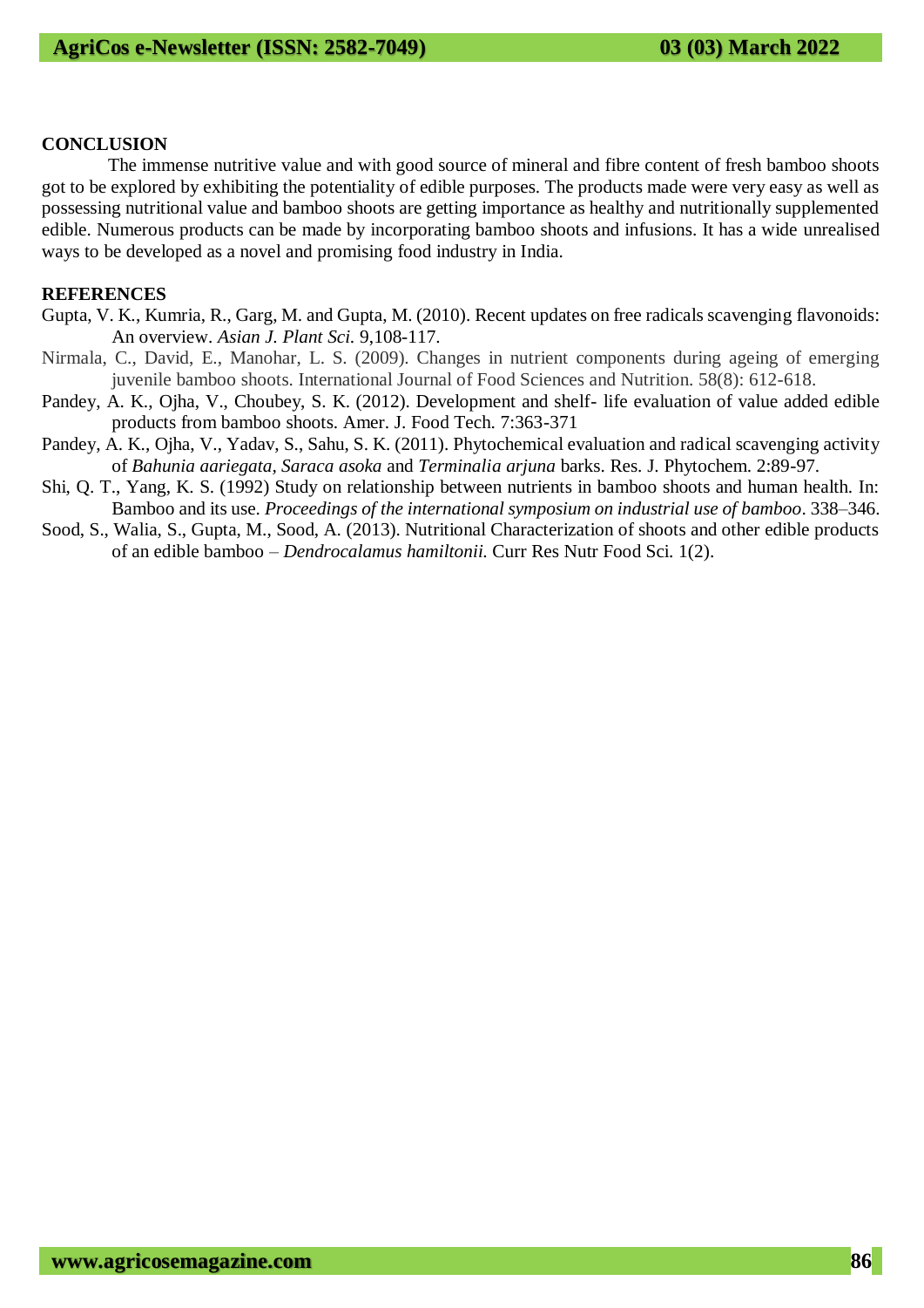## CONCLUSION

The immense nutritive value and with good source of mineral and fibre content of fresh bamboo shoots got to be explored by exhibiting the potentiality of edible purposes. The products made were very easy as well as possessing nutritional value and bamboo shoots are getting importance as healthy and nutritionally supplemented edible. Numerous products can be made by incorporating bamboo shoots and infusions. It has a wide unrealised ways to be developed as a novel and promising food industry in India.

## REFERENCES

Gupta, V. K., Kumria, R., Garg, M. and Gupta, M. (2010). Recent updates on free radicals scavenging flavonoids: An overview. *Asian J. Plant Sci.* 9,108-117.

Nirmala, C., David, E., Manohar, L. S. (2009). Changes in nutrient components during ageing of emerging juvenile bamboo shoots. International Journal of Food Sciences and Nutrition. 58(8): 612-618.

Pandey, A. K., Ojha, V., Choubey, S. K. (2012). Development and shelf- life evaluation of value added edible products from bamboo shoots. Amer. J. Food Tech. 7:363-371

Pandey, A. K., Ojha, V., Yadav, S., Sahu, S. K. (2011). Phytochemical evaluation and radical scavenging activity of *Bahunia aariegata*, *Saraca asoka* and *Terminalia arjuna* barks. Res. J. Phytochem. 2:89-97.

Shi, Q. T., Yang, K. S. (1992) Study on relationship between nutrients in bamboo shoots and human health. In: Bamboo and its use. *Proceedings of the international symposium on industrial use of bamboo*. 338–346.

Sood, S., Walia, S., Gupta, M., Sood, A. (2013). Nutritional Characterization of shoots and other edible products of an edible bamboo – *Dendrocalamus hamiltonii.* Curr Res Nutr Food Sci. 1(2).